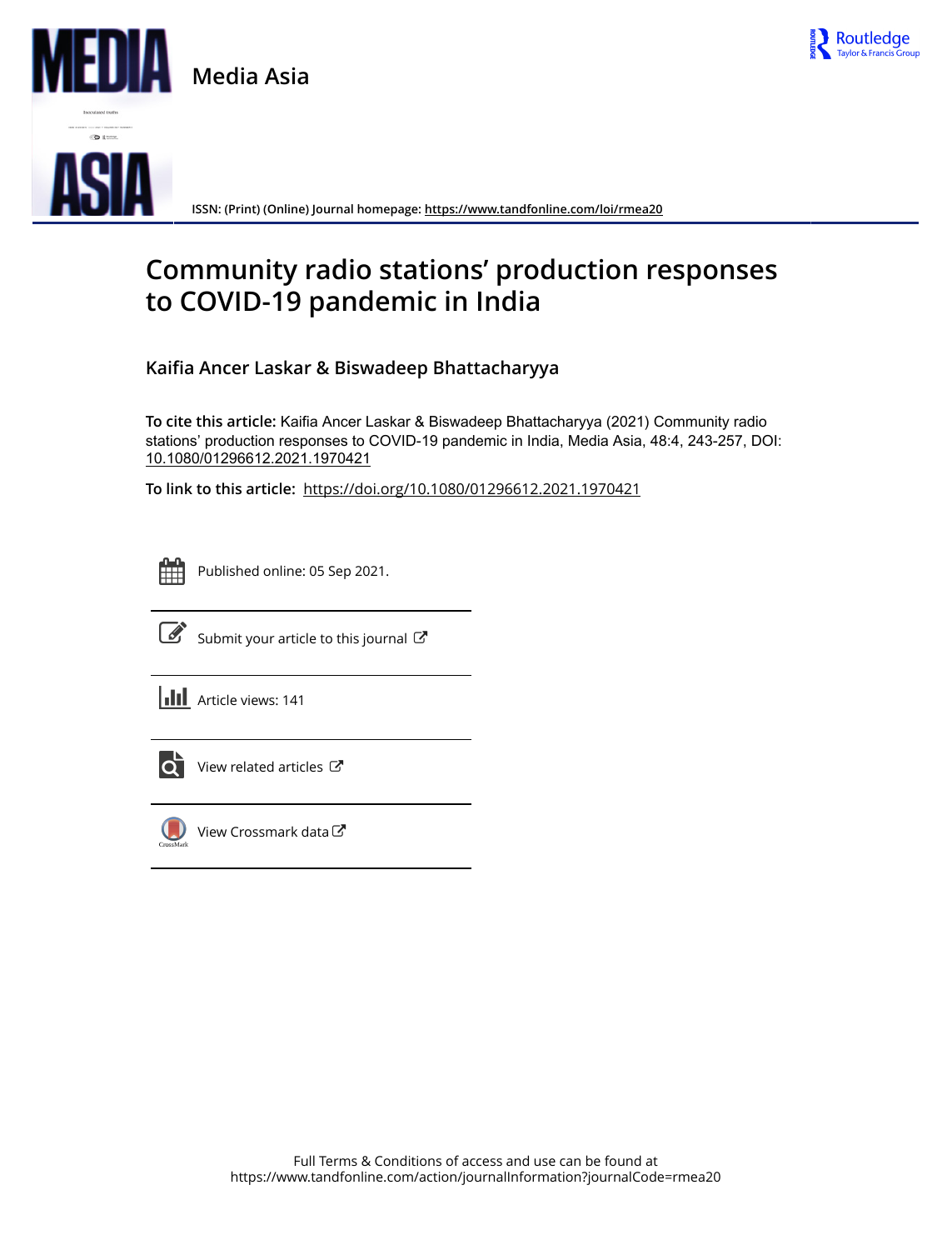# Media Asia

ISSN: (Print) (Online) Journal homepage: https://www.tandfonline.com/loi/rmea20

## Community radio stations' production responses to COVID-19 pandemic in India

**Kaifia Ancer Laskar & Biswadeep Bhattacharyya**

**To cite this article:** Kaifia Ancer Laskar & Biswadeep Bhattacharyya (2021) Community radio stations' production responses to COVID-19 pandemic in India, Media Asia, 48:4, 243-257, DOI: 10.1080/01296612.2021.1970421

**To link to this article:** https://doi.org/10.1080/01296612.2021.1970421

Published online: 05 Sep 2021.

Submit your article to this journal

Article views: 141

View related articles

View Crossmark data

Full Terms & Conditions of access and use can be found at
https://www.tandfonline.com/action/journalInformation?journalCode=rmea20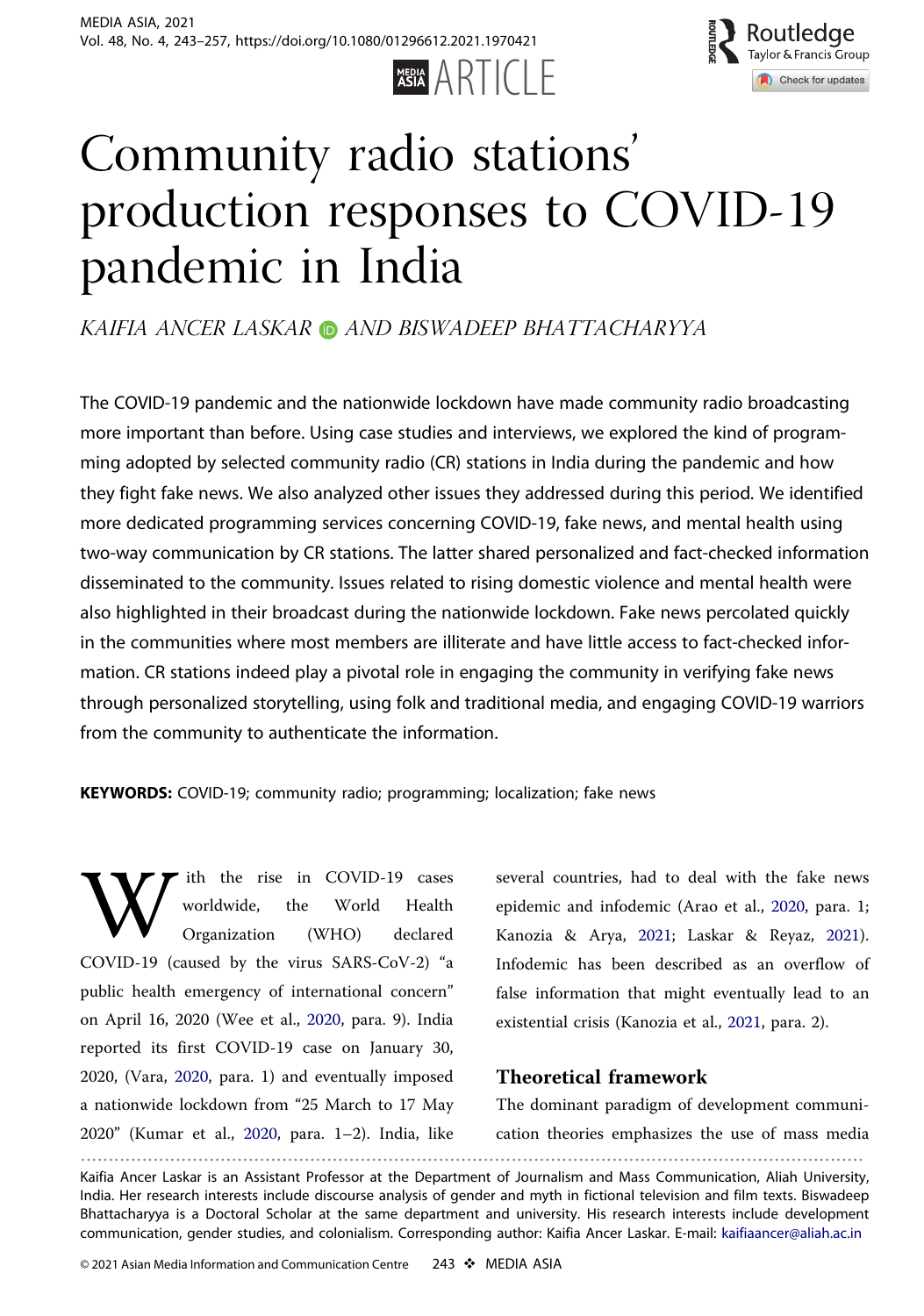# Community radio stations' production responses to COVID-19 pandemic in India

*KAIFIA ANCER LASKAR AND BISWADEEP BHATTACHARYYA*

The COVID-19 pandemic and the nationwide lockdown have made community radio broadcasting more important than before. Using case studies and interviews, we explored the kind of programming adopted by selected community radio (CR) stations in India during the pandemic and how they fight fake news. We also analyzed other issues they addressed during this period. We identified more dedicated programming services concerning COVID-19, fake news, and mental health using two-way communication by CR stations. The latter shared personalized and fact-checked information disseminated to the community. Issues related to rising domestic violence and mental health were also highlighted in their broadcast during the nationwide lockdown. Fake news percolated quickly in the communities where most members are illiterate and have little access to fact-checked information. CR stations indeed play a pivotal role in engaging the community in verifying fake news through personalized storytelling, using folk and traditional media, and engaging COVID-19 warriors from the community to authenticate the information.

**KEYWORDS:** COVID-19; community radio; programming; localization; fake news

With the rise in COVID-19 cases worldwide, the World Health Organization (WHO) declared COVID-19 (caused by the virus SARS-CoV-2) "a public health emergency of international concern" on April 16, 2020 (Wee et al., 2020, para. 9). India reported its first COVID-19 case on January 30, 2020, (Vara, 2020, para. 1) and eventually imposed a nationwide lockdown from "25 March to 17 May 2020" (Kumar et al., 2020, para. 1–2). India, like several countries, had to deal with the fake news epidemic and infodemic (Arao et al., 2020, para. 1; Kanozia & Arya, 2021; Laskar & Reyaz, 2021). Infodemic has been described as an overflow of false information that might eventually lead to an existential crisis (Kanozia et al., 2021, para. 2).

## Theoretical framework

The dominant paradigm of development communication theories emphasizes the use of mass media

Kaifia Ancer Laskar is an Assistant Professor at the Department of Journalism and Mass Communication, Aliah University, India. Her research interests include discourse analysis of gender and myth in fictional television and film texts. Biswadeep Bhattacharyya is a Doctoral Scholar at the same department and university. His research interests include development communication, gender studies, and colonialism. Corresponding author: Kaifia Ancer Laskar. E-mail: kaifiaancer@aliah.ac.in

© 2021 Asian Media Information and Communication Centre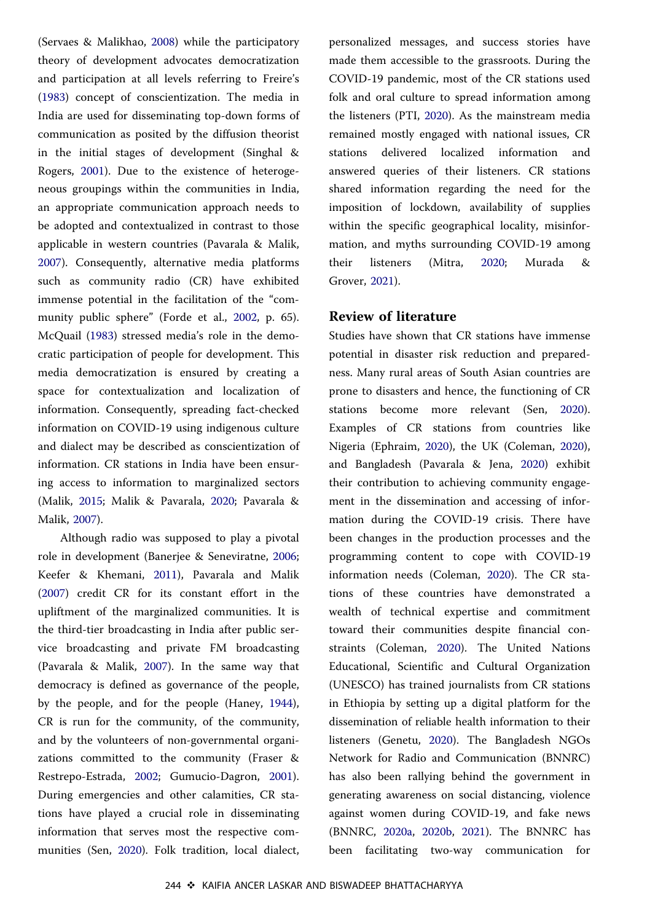(Servaes & Malikhao, 2008) while the participatory theory of development advocates democratization and participation at all levels referring to Freire's (1983) concept of conscientization. The media in India are used for disseminating top-down forms of communication as posited by the diffusion theorist in the initial stages of development (Singhal & Rogers, 2001). Due to the existence of heterogeneous groupings within the communities in India, an appropriate communication approach needs to be adopted and contextualized in contrast to those applicable in western countries (Pavarala & Malik, 2007). Consequently, alternative media platforms such as community radio (CR) have exhibited immense potential in the facilitation of the "community public sphere" (Forde et al., 2002, p. 65). McQuail (1983) stressed media's role in the democratic participation of people for development. This media democratization is ensured by creating a space for contextualization and localization of information. Consequently, spreading fact-checked information on COVID-19 using indigenous culture and dialect may be described as conscientization of information. CR stations in India have been ensuring access to information to marginalized sectors (Malik, 2015; Malik & Pavarala, 2020; Pavarala & Malik, 2007).

Although radio was supposed to play a pivotal role in development (Banerjee & Seneviratne, 2006; Keefer & Khemani, 2011), Pavarala and Malik (2007) credit CR for its constant effort in the upliftment of the marginalized communities. It is the third-tier broadcasting in India after public service broadcasting and private FM broadcasting (Pavarala & Malik, 2007). In the same way that democracy is defined as governance of the people, by the people, and for the people (Haney, 1944), CR is run for the community, of the community, and by the volunteers of non-governmental organizations committed to the community (Fraser & Restrepo-Estrada, 2002; Gumucio-Dagron, 2001). During emergencies and other calamities, CR stations have played a crucial role in disseminating information that serves most the respective communities (Sen, 2020). Folk tradition, local dialect, personalized messages, and success stories have made them accessible to the grassroots. During the COVID-19 pandemic, most of the CR stations used folk and oral culture to spread information among the listeners (PTI, 2020). As the mainstream media remained mostly engaged with national issues, CR stations delivered localized information and answered queries of their listeners. CR stations shared information regarding the need for the imposition of lockdown, availability of supplies within the specific geographical locality, misinformation, and myths surrounding COVID-19 among their listeners (Mitra, 2020; Murada & Grover, 2021).

## Review of literature

Studies have shown that CR stations have immense potential in disaster risk reduction and preparedness. Many rural areas of South Asian countries are prone to disasters and hence, the functioning of CR stations become more relevant (Sen, 2020). Examples of CR stations from countries like Nigeria (Ephraim, 2020), the UK (Coleman, 2020), and Bangladesh (Pavarala & Jena, 2020) exhibit their contribution to achieving community engagement in the dissemination and accessing of information during the COVID-19 crisis. There have been changes in the production processes and the programming content to cope with COVID-19 information needs (Coleman, 2020). The CR stations of these countries have demonstrated a wealth of technical expertise and commitment toward their communities despite financial constraints (Coleman, 2020). The United Nations Educational, Scientific and Cultural Organization (UNESCO) has trained journalists from CR stations in Ethiopia by setting up a digital platform for the dissemination of reliable health information to their listeners (Genetu, 2020). The Bangladesh NGOs Network for Radio and Communication (BNNRC) has also been rallying behind the government in generating awareness on social distancing, violence against women during COVID-19, and fake news (BNNRC, 2020a, 2020b, 2021). The BNNRC has been facilitating two-way communication for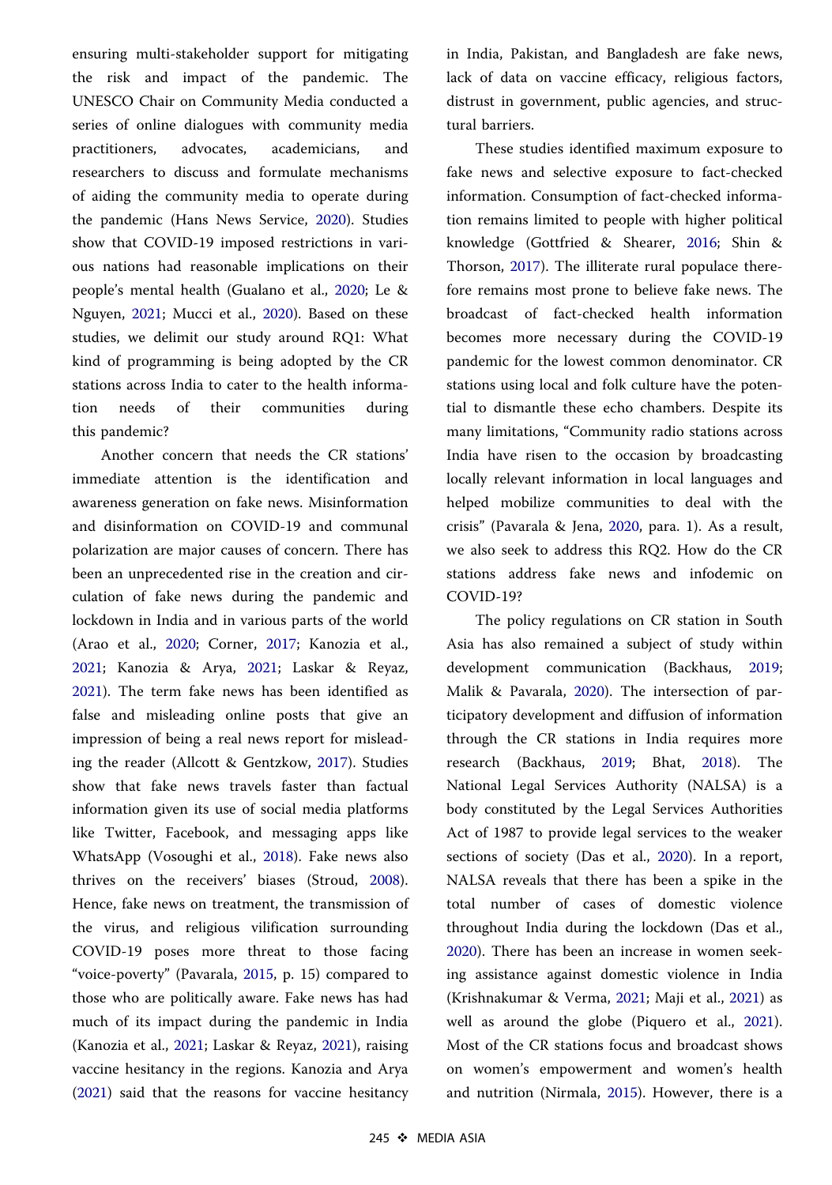ensuring multi-stakeholder support for mitigating the risk and impact of the pandemic. The UNESCO Chair on Community Media conducted a series of online dialogues with community media practitioners, advocates, academicians, and researchers to discuss and formulate mechanisms of aiding the community media to operate during the pandemic (Hans News Service, 2020). Studies show that COVID-19 imposed restrictions in various nations had reasonable implications on their people's mental health (Gualano et al., 2020; Le & Nguyen, 2021; Mucci et al., 2020). Based on these studies, we delimit our study around RQ1: What kind of programming is being adopted by the CR stations across India to cater to the health information needs of their communities during this pandemic?

Another concern that needs the CR stations' immediate attention is the identification and awareness generation on fake news. Misinformation and disinformation on COVID-19 and communal polarization are major causes of concern. There has been an unprecedented rise in the creation and circulation of fake news during the pandemic and lockdown in India and in various parts of the world (Arao et al., 2020; Corner, 2017; Kanozia et al., 2021; Kanozia & Arya, 2021; Laskar & Reyaz, 2021). The term fake news has been identified as false and misleading online posts that give an impression of being a real news report for misleading the reader (Allcott & Gentzkow, 2017). Studies show that fake news travels faster than factual information given its use of social media platforms like Twitter, Facebook, and messaging apps like WhatsApp (Vosoughi et al., 2018). Fake news also thrives on the receivers' biases (Stroud, 2008). Hence, fake news on treatment, the transmission of the virus, and religious vilification surrounding COVID-19 poses more threat to those facing "voice-poverty" (Pavarala, 2015, p. 15) compared to those who are politically aware. Fake news has had much of its impact during the pandemic in India (Kanozia et al., 2021; Laskar & Reyaz, 2021), raising vaccine hesitancy in the regions. Kanozia and Arya (2021) said that the reasons for vaccine hesitancy in India, Pakistan, and Bangladesh are fake news, lack of data on vaccine efficacy, religious factors, distrust in government, public agencies, and structural barriers.

These studies identified maximum exposure to fake news and selective exposure to fact-checked information. Consumption of fact-checked information remains limited to people with higher political knowledge (Gottfried & Shearer, 2016; Shin & Thorson, 2017). The illiterate rural populace therefore remains most prone to believe fake news. The broadcast of fact-checked health information becomes more necessary during the COVID-19 pandemic for the lowest common denominator. CR stations using local and folk culture have the potential to dismantle these echo chambers. Despite its many limitations, "Community radio stations across India have risen to the occasion by broadcasting locally relevant information in local languages and helped mobilize communities to deal with the crisis" (Pavarala & Jena, 2020, para. 1). As a result, we also seek to address this RQ2. How do the CR stations address fake news and infodemic on COVID-19?

The policy regulations on CR station in South Asia has also remained a subject of study within development communication (Backhaus, 2019; Malik & Pavarala, 2020). The intersection of participatory development and diffusion of information through the CR stations in India requires more research (Backhaus, 2019; Bhat, 2018). The National Legal Services Authority (NALSA) is a body constituted by the Legal Services Authorities Act of 1987 to provide legal services to the weaker sections of society (Das et al., 2020). In a report, NALSA reveals that there has been a spike in the total number of cases of domestic violence throughout India during the lockdown (Das et al., 2020). There has been an increase in women seeking assistance against domestic violence in India (Krishnakumar & Verma, 2021; Maji et al., 2021) as well as around the globe (Piquero et al., 2021). Most of the CR stations focus and broadcast shows on women's empowerment and women's health and nutrition (Nirmala, 2015). However, there is a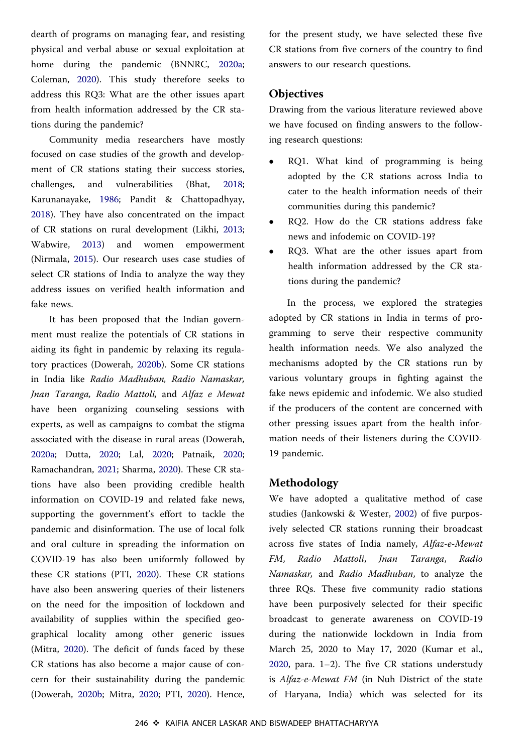dearth of programs on managing fear, and resisting physical and verbal abuse or sexual exploitation at home during the pandemic (BNNRC, 2020a; Coleman, 2020). This study therefore seeks to address this RQ3: What are the other issues apart from health information addressed by the CR stations during the pandemic?

Community media researchers have mostly focused on case studies of the growth and development of CR stations stating their success stories, challenges, and vulnerabilities (Bhat, 2018; Karunanayake, 1986; Pandit & Chattopadhyay, 2018). They have also concentrated on the impact of CR stations on rural development (Likhi, 2013; Wabwire, 2013) and women empowerment (Nirmala, 2015). Our research uses case studies of select CR stations of India to analyze the way they address issues on verified health information and fake news.

It has been proposed that the Indian government must realize the potentials of CR stations in aiding its fight in pandemic by relaxing its regulatory practices (Dowerah, 2020b). Some CR stations in India like *Radio Madhuban, Radio Namaskar, Jnan Taranga, Radio Mattoli,* and *Alfaz e Mewat* have been organizing counseling sessions with experts, as well as campaigns to combat the stigma associated with the disease in rural areas (Dowerah, 2020a; Dutta, 2020; Lal, 2020; Patnaik, 2020; Ramachandran, 2021; Sharma, 2020). These CR stations have also been providing credible health information on COVID-19 and related fake news, supporting the government's effort to tackle the pandemic and disinformation. The use of local folk and oral culture in spreading the information on COVID-19 has also been uniformly followed by these CR stations (PTI, 2020). These CR stations have also been answering queries of their listeners on the need for the imposition of lockdown and availability of supplies within the specified geographical locality among other generic issues (Mitra, 2020). The deficit of funds faced by these CR stations has also become a major cause of concern for their sustainability during the pandemic (Dowerah, 2020b; Mitra, 2020; PTI, 2020). Hence, for the present study, we have selected these five CR stations from five corners of the country to find answers to our research questions.

## Objectives

Drawing from the various literature reviewed above we have focused on finding answers to the following research questions:

- RQ1. What kind of programming is being adopted by the CR stations across India to cater to the health information needs of their communities during this pandemic?
- RQ2. How do the CR stations address fake news and infodemic on COVID-19?
- RQ3. What are the other issues apart from health information addressed by the CR stations during the pandemic?

In the process, we explored the strategies adopted by CR stations in India in terms of programming to serve their respective community health information needs. We also analyzed the mechanisms adopted by the CR stations run by various voluntary groups in fighting against the fake news epidemic and infodemic. We also studied if the producers of the content are concerned with other pressing issues apart from the health information needs of their listeners during the COVID-19 pandemic.

## Methodology

We have adopted a qualitative method of case studies (Jankowski & Wester, 2002) of five purposively selected CR stations running their broadcast across five states of India namely, *Alfaz-e-Mewat FM*, *Radio Mattoli*, *Jnan Taranga*, *Radio Namaskar,* and *Radio Madhuban*, to analyze the three RQs. These five community radio stations have been purposively selected for their specific broadcast to generate awareness on COVID-19 during the nationwide lockdown in India from March 25, 2020 to May 17, 2020 (Kumar et al., 2020, para. 1–2). The five CR stations understudy is *Alfaz-e-Mewat FM* (in Nuh District of the state of Haryana, India) which was selected for its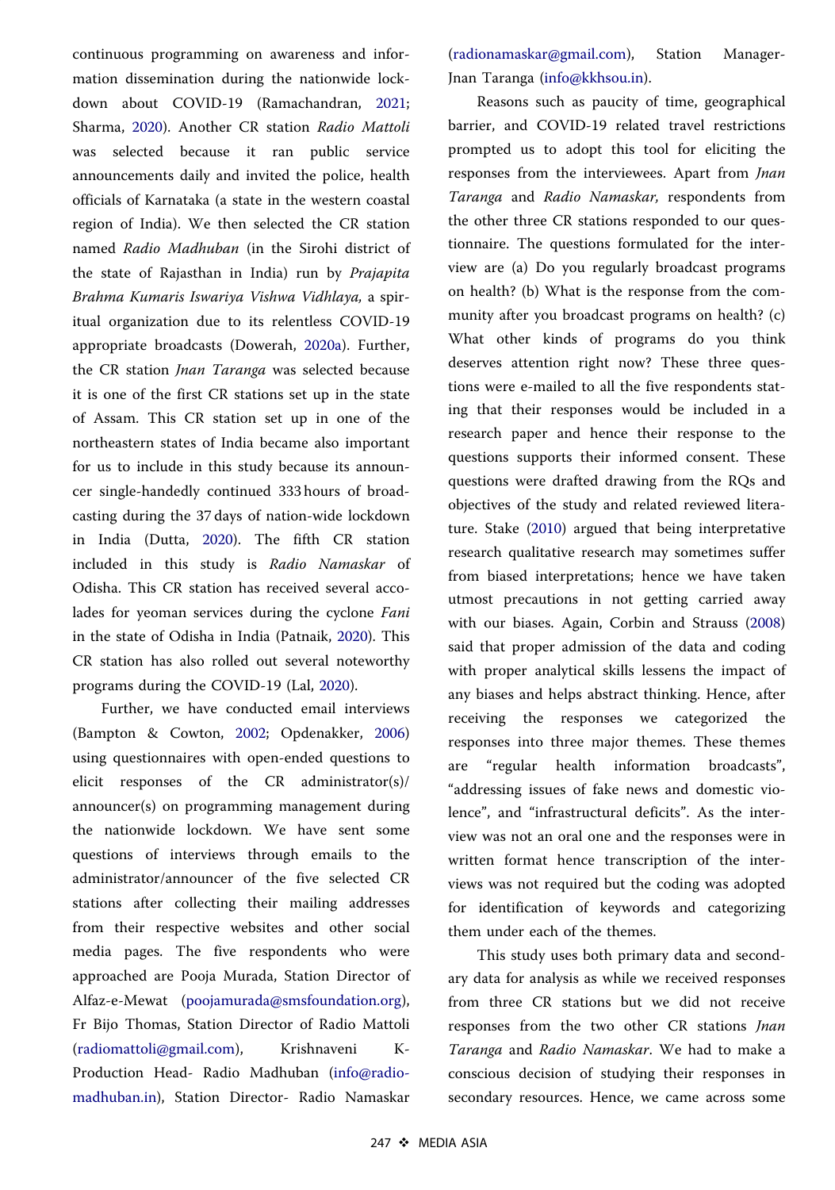continuous programming on awareness and information dissemination during the nationwide lockdown about COVID-19 (Ramachandran, 2021; Sharma, 2020). Another CR station *Radio Mattoli* was selected because it ran public service announcements daily and invited the police, health officials of Karnataka (a state in the western coastal region of India). We then selected the CR station named *Radio Madhuban* (in the Sirohi district of the state of Rajasthan in India) run by *Prajapita Brahma Kumaris Iswariya Vishwa Vidhlaya,* a spiritual organization due to its relentless COVID-19 appropriate broadcasts (Dowerah, 2020a). Further, the CR station *Jnan Taranga* was selected because it is one of the first CR stations set up in the state of Assam. This CR station set up in one of the northeastern states of India became also important for us to include in this study because its announcer single-handedly continued 333 hours of broadcasting during the 37 days of nation-wide lockdown in India (Dutta, 2020). The fifth CR station included in this study is *Radio Namaskar* of Odisha. This CR station has received several accolades for yeoman services during the cyclone *Fani* in the state of Odisha in India (Patnaik, 2020). This CR station has also rolled out several noteworthy programs during the COVID-19 (Lal, 2020).

Further, we have conducted email interviews (Bampton & Cowton, 2002; Opdenakker, 2006) using questionnaires with open-ended questions to elicit responses of the CR administrator(s)/announcer(s) on programming management during the nationwide lockdown. We have sent some questions of interviews through emails to the administrator/announcer of the five selected CR stations after collecting their mailing addresses from their respective websites and other social media pages. The five respondents who were approached are Pooja Murada, Station Director of Alfaz-e-Mewat (poojamurada@smsfoundation.org), Fr Bijo Thomas, Station Director of Radio Mattoli (radiomattoli@gmail.com), Krishnaveni K- Production Head- Radio Madhuban (info@radiomadhuban.in), Station Director- Radio Namaskar (radionamaskar@gmail.com), Station Manager- Jnan Taranga (info@kkhsou.in).

Reasons such as paucity of time, geographical barrier, and COVID-19 related travel restrictions prompted us to adopt this tool for eliciting the responses from the interviewees. Apart from *Jnan Taranga* and *Radio Namaskar,* respondents from the other three CR stations responded to our questionnaire. The questions formulated for the interview are (a) Do you regularly broadcast programs on health? (b) What is the response from the community after you broadcast programs on health? (c) What other kinds of programs do you think deserves attention right now? These three questions were e-mailed to all the five respondents stating that their responses would be included in a research paper and hence their response to the questions supports their informed consent. These questions were drafted drawing from the RQs and objectives of the study and related reviewed literature. Stake (2010) argued that being interpretative research qualitative research may sometimes suffer from biased interpretations; hence we have taken utmost precautions in not getting carried away with our biases. Again, Corbin and Strauss (2008) said that proper admission of the data and coding with proper analytical skills lessens the impact of any biases and helps abstract thinking. Hence, after receiving the responses we categorized the responses into three major themes. These themes are "regular health information broadcasts", "addressing issues of fake news and domestic violence", and "infrastructural deficits". As the interview was not an oral one and the responses were in written format hence transcription of the interviews was not required but the coding was adopted for identification of keywords and categorizing them under each of the themes.

This study uses both primary data and secondary data for analysis as while we received responses from three CR stations but we did not receive responses from the two other CR stations *Jnan Taranga* and *Radio Namaskar*. We had to make a conscious decision of studying their responses in secondary resources. Hence, we came across some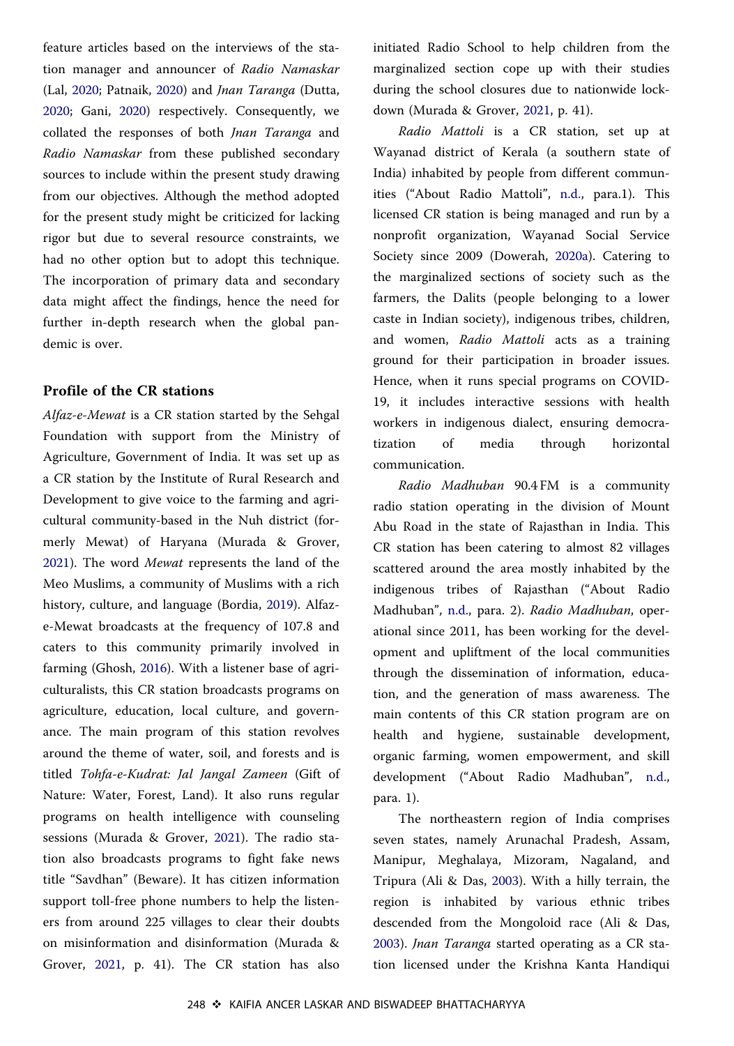feature articles based on the interviews of the station manager and announcer of *Radio Namaskar* (Lal, 2020; Patnaik, 2020) and *Jnan Taranga* (Dutta, 2020; Gani, 2020) respectively. Consequently, we collated the responses of both *Jnan Taranga* and *Radio Namaskar* from these published secondary sources to include within the present study drawing from our objectives. Although the method adopted for the present study might be criticized for lacking rigor but due to several resource constraints, we had no other option but to adopt this technique. The incorporation of primary data and secondary data might affect the findings, hence the need for further in-depth research when the global pandemic is over.

## Profile of the CR stations

*Alfaz-e-Mewat* is a CR station started by the Sehgal Foundation with support from the Ministry of Agriculture, Government of India. It was set up as a CR station by the Institute of Rural Research and Development to give voice to the farming and agricultural community-based in the Nuh district (formerly Mewat) of Haryana (Murada & Grover, 2021). The word *Mewat* represents the land of the Meo Muslims, a community of Muslims with a rich history, culture, and language (Bordia, 2019). Alfaz-e-Mewat broadcasts at the frequency of 107.8 and caters to this community primarily involved in farming (Ghosh, 2016). With a listener base of agriculturalists, this CR station broadcasts programs on agriculture, education, local culture, and governance. The main program of this station revolves around the theme of water, soil, and forests and is titled *Tohfa-e-Kudrat: Jal Jangal Zameen* (Gift of Nature: Water, Forest, Land). It also runs regular programs on health intelligence with counseling sessions (Murada & Grover, 2021). The radio station also broadcasts programs to fight fake news title "Savdhan" (Beware). It has citizen information support toll-free phone numbers to help the listeners from around 225 villages to clear their doubts on misinformation and disinformation (Murada & Grover, 2021, p. 41). The CR station has also initiated Radio School to help children from the marginalized section cope up with their studies during the school closures due to nationwide lockdown (Murada & Grover, 2021, p. 41).

*Radio Mattoli* is a CR station, set up at Wayanad district of Kerala (a southern state of India) inhabited by people from different communities ("About Radio Mattoli", n.d., para.1). This licensed CR station is being managed and run by a nonprofit organization, Wayanad Social Service Society since 2009 (Dowerah, 2020a). Catering to the marginalized sections of society such as the farmers, the Dalits (people belonging to a lower caste in Indian society), indigenous tribes, children, and women, *Radio Mattoli* acts as a training ground for their participation in broader issues. Hence, when it runs special programs on COVID-19, it includes interactive sessions with health workers in indigenous dialect, ensuring democratization of media through horizontal communication.

*Radio Madhuban* 90.4 FM is a community radio station operating in the division of Mount Abu Road in the state of Rajasthan in India. This CR station has been catering to almost 82 villages scattered around the area mostly inhabited by the indigenous tribes of Rajasthan ("About Radio Madhuban", n.d., para. 2). *Radio Madhuban*, operational since 2011, has been working for the development and upliftment of the local communities through the dissemination of information, education, and the generation of mass awareness. The main contents of this CR station program are on health and hygiene, sustainable development, organic farming, women empowerment, and skill development ("About Radio Madhuban", n.d., para. 1).

The northeastern region of India comprises seven states, namely Arunachal Pradesh, Assam, Manipur, Meghalaya, Mizoram, Nagaland, and Tripura (Ali & Das, 2003). With a hilly terrain, the region is inhabited by various ethnic tribes descended from the Mongoloid race (Ali & Das, 2003). *Jnan Taranga* started operating as a CR station licensed under the Krishna Kanta Handiqui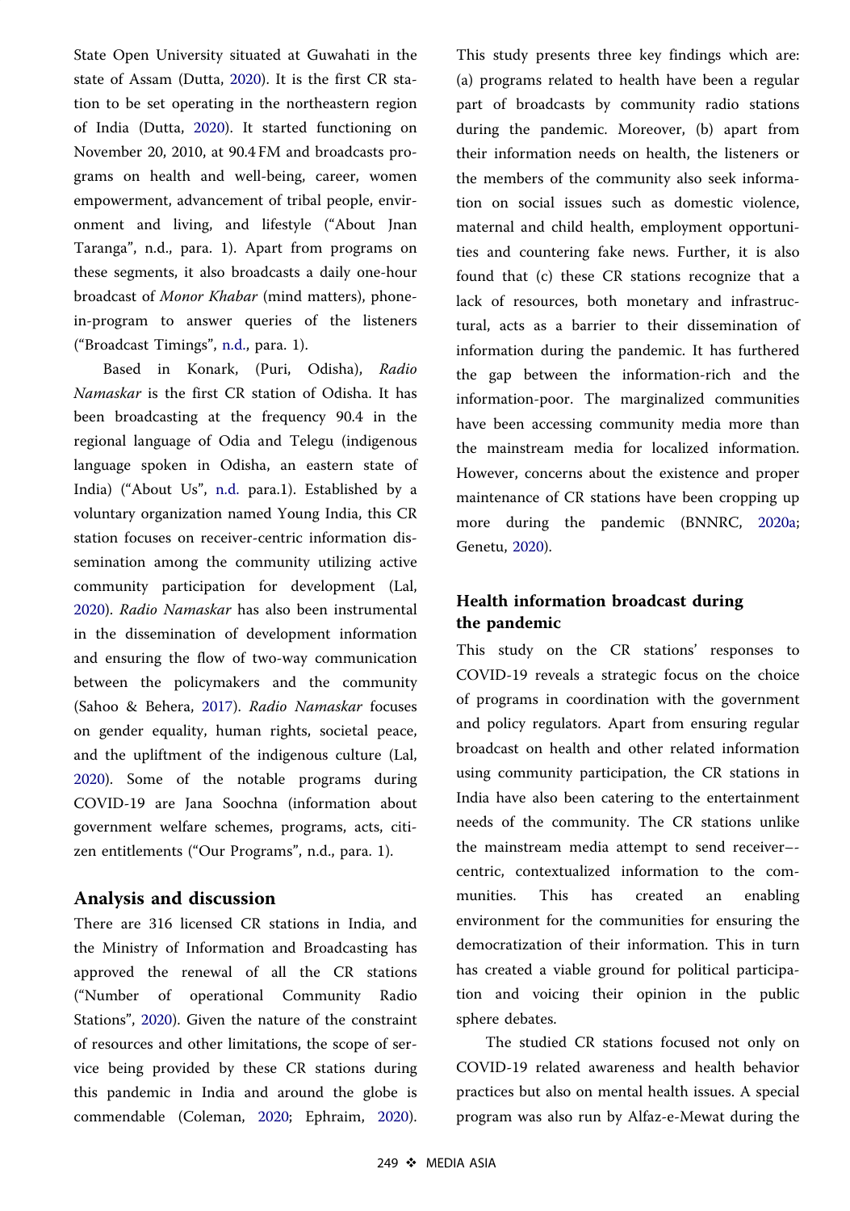State Open University situated at Guwahati in the state of Assam (Dutta, 2020). It is the first CR station to be set operating in the northeastern region of India (Dutta, 2020). It started functioning on November 20, 2010, at 90.4 FM and broadcasts programs on health and well-being, career, women empowerment, advancement of tribal people, environment and living, and lifestyle ("About Jnan Taranga", n.d., para. 1). Apart from programs on these segments, it also broadcasts a daily one-hour broadcast of *Monor Khabar* (mind matters), phone-in-program to answer queries of the listeners ("Broadcast Timings", n.d., para. 1).

Based in Konark, (Puri, Odisha), *Radio Namaskar* is the first CR station of Odisha. It has been broadcasting at the frequency 90.4 in the regional language of Odia and Telegu (indigenous language spoken in Odisha, an eastern state of India) ("About Us", n.d. para.1). Established by a voluntary organization named Young India, this CR station focuses on receiver-centric information dissemination among the community utilizing active community participation for development (Lal, 2020). *Radio Namaskar* has also been instrumental in the dissemination of development information and ensuring the flow of two-way communication between the policymakers and the community (Sahoo & Behera, 2017). *Radio Namaskar* focuses on gender equality, human rights, societal peace, and the upliftment of the indigenous culture (Lal, 2020). Some of the notable programs during COVID-19 are Jana Soochna (information about government welfare schemes, programs, acts, citizen entitlements ("Our Programs", n.d., para. 1).

## Analysis and discussion

There are 316 licensed CR stations in India, and the Ministry of Information and Broadcasting has approved the renewal of all the CR stations ("Number of operational Community Radio Stations", 2020). Given the nature of the constraint of resources and other limitations, the scope of service being provided by these CR stations during this pandemic in India and around the globe is commendable (Coleman, 2020; Ephraim, 2020). This study presents three key findings which are: (a) programs related to health have been a regular part of broadcasts by community radio stations during the pandemic. Moreover, (b) apart from their information needs on health, the listeners or the members of the community also seek information on social issues such as domestic violence, maternal and child health, employment opportunities and countering fake news. Further, it is also found that (c) these CR stations recognize that a lack of resources, both monetary and infrastructural, acts as a barrier to their dissemination of information during the pandemic. It has furthered the gap between the information-rich and the information-poor. The marginalized communities have been accessing community media more than the mainstream media for localized information. However, concerns about the existence and proper maintenance of CR stations have been cropping up more during the pandemic (BNNRC, 2020a; Genetu, 2020).

## Health information broadcast during the pandemic

This study on the CR stations' responses to COVID-19 reveals a strategic focus on the choice of programs in coordination with the government and policy regulators. Apart from ensuring regular broadcast on health and other related information using community participation, the CR stations in India have also been catering to the entertainment needs of the community. The CR stations unlike the mainstream media attempt to send receiver–-centric, contextualized information to the communities. This has created an enabling environment for the communities for ensuring the democratization of their information. This in turn has created a viable ground for political participation and voicing their opinion in the public sphere debates.

The studied CR stations focused not only on COVID-19 related awareness and health behavior practices but also on mental health issues. A special program was also run by Alfaz-e-Mewat during the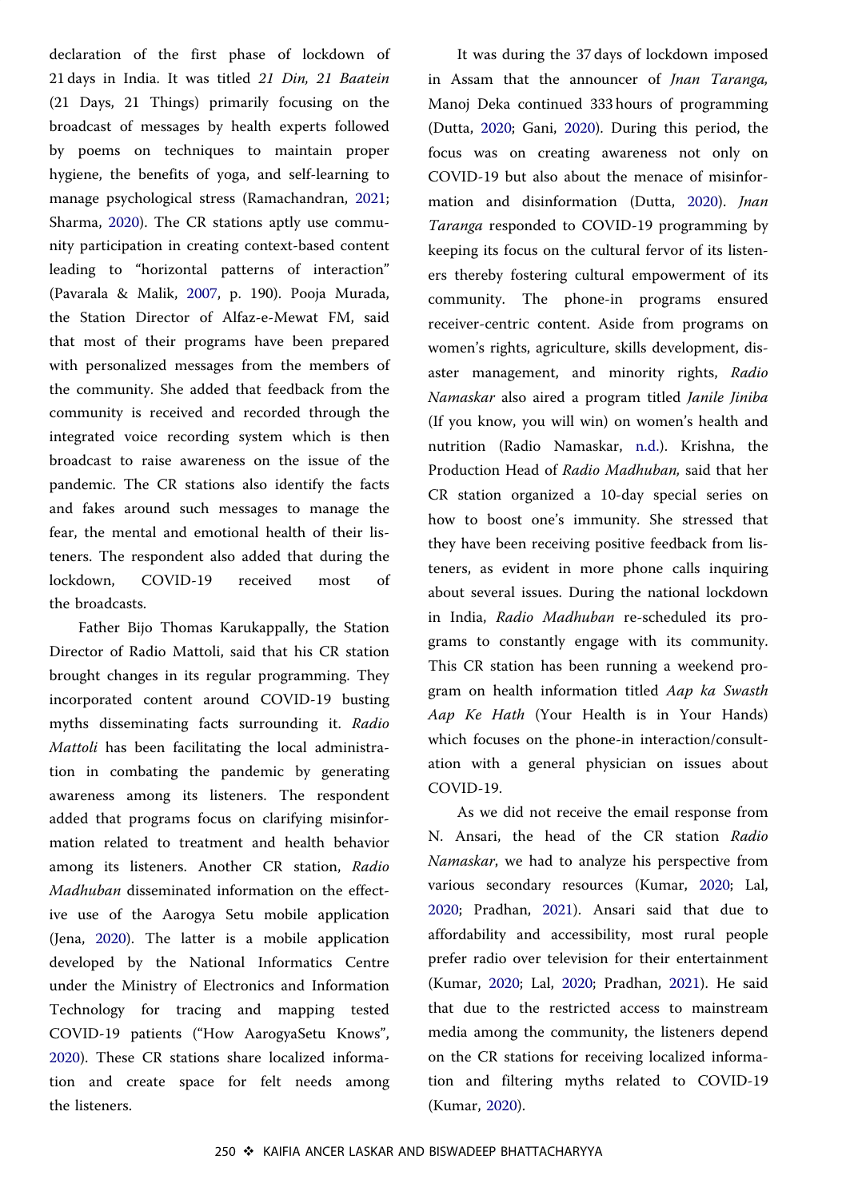declaration of the first phase of lockdown of 21 days in India. It was titled *21 Din, 21 Baatein* (21 Days, 21 Things) primarily focusing on the broadcast of messages by health experts followed by poems on techniques to maintain proper hygiene, the benefits of yoga, and self-learning to manage psychological stress (Ramachandran, 2021; Sharma, 2020). The CR stations aptly use community participation in creating context-based content leading to "horizontal patterns of interaction" (Pavarala & Malik, 2007, p. 190). Pooja Murada, the Station Director of Alfaz-e-Mewat FM, said that most of their programs have been prepared with personalized messages from the members of the community. She added that feedback from the community is received and recorded through the integrated voice recording system which is then broadcast to raise awareness on the issue of the pandemic. The CR stations also identify the facts and fakes around such messages to manage the fear, the mental and emotional health of their listeners. The respondent also added that during the lockdown, COVID-19 received most of the broadcasts.

Father Bijo Thomas Karukappally, the Station Director of Radio Mattoli, said that his CR station brought changes in its regular programming. They incorporated content around COVID-19 busting myths disseminating facts surrounding it. *Radio Mattoli* has been facilitating the local administration in combating the pandemic by generating awareness among its listeners. The respondent added that programs focus on clarifying misinformation related to treatment and health behavior among its listeners. Another CR station, *Radio Madhuban* disseminated information on the effective use of the Aarogya Setu mobile application (Jena, 2020). The latter is a mobile application developed by the National Informatics Centre under the Ministry of Electronics and Information Technology for tracing and mapping tested COVID-19 patients ("How AarogyaSetu Knows", 2020). These CR stations share localized information and create space for felt needs among the listeners.

It was during the 37 days of lockdown imposed in Assam that the announcer of *Jnan Taranga,* Manoj Deka continued 333 hours of programming (Dutta, 2020; Gani, 2020). During this period, the focus was on creating awareness not only on COVID-19 but also about the menace of misinformation and disinformation (Dutta, 2020). *Jnan Taranga* responded to COVID-19 programming by keeping its focus on the cultural fervor of its listeners thereby fostering cultural empowerment of its community. The phone-in programs ensured receiver-centric content. Aside from programs on women's rights, agriculture, skills development, disaster management, and minority rights, *Radio Namaskar* also aired a program titled *Janile Jiniba* (If you know, you will win) on women's health and nutrition (Radio Namaskar, n.d.). Krishna, the Production Head of *Radio Madhuban,* said that her CR station organized a 10-day special series on how to boost one's immunity. She stressed that they have been receiving positive feedback from listeners, as evident in more phone calls inquiring about several issues. During the national lockdown in India, *Radio Madhuban* re-scheduled its programs to constantly engage with its community. This CR station has been running a weekend program on health information titled *Aap ka Swasth Aap Ke Hath* (Your Health is in Your Hands) which focuses on the phone-in interaction/consultation with a general physician on issues about COVID-19.

As we did not receive the email response from N. Ansari, the head of the CR station *Radio Namaskar*, we had to analyze his perspective from various secondary resources (Kumar, 2020; Lal, 2020; Pradhan, 2021). Ansari said that due to affordability and accessibility, most rural people prefer radio over television for their entertainment (Kumar, 2020; Lal, 2020; Pradhan, 2021). He said that due to the restricted access to mainstream media among the community, the listeners depend on the CR stations for receiving localized information and filtering myths related to COVID-19 (Kumar, 2020).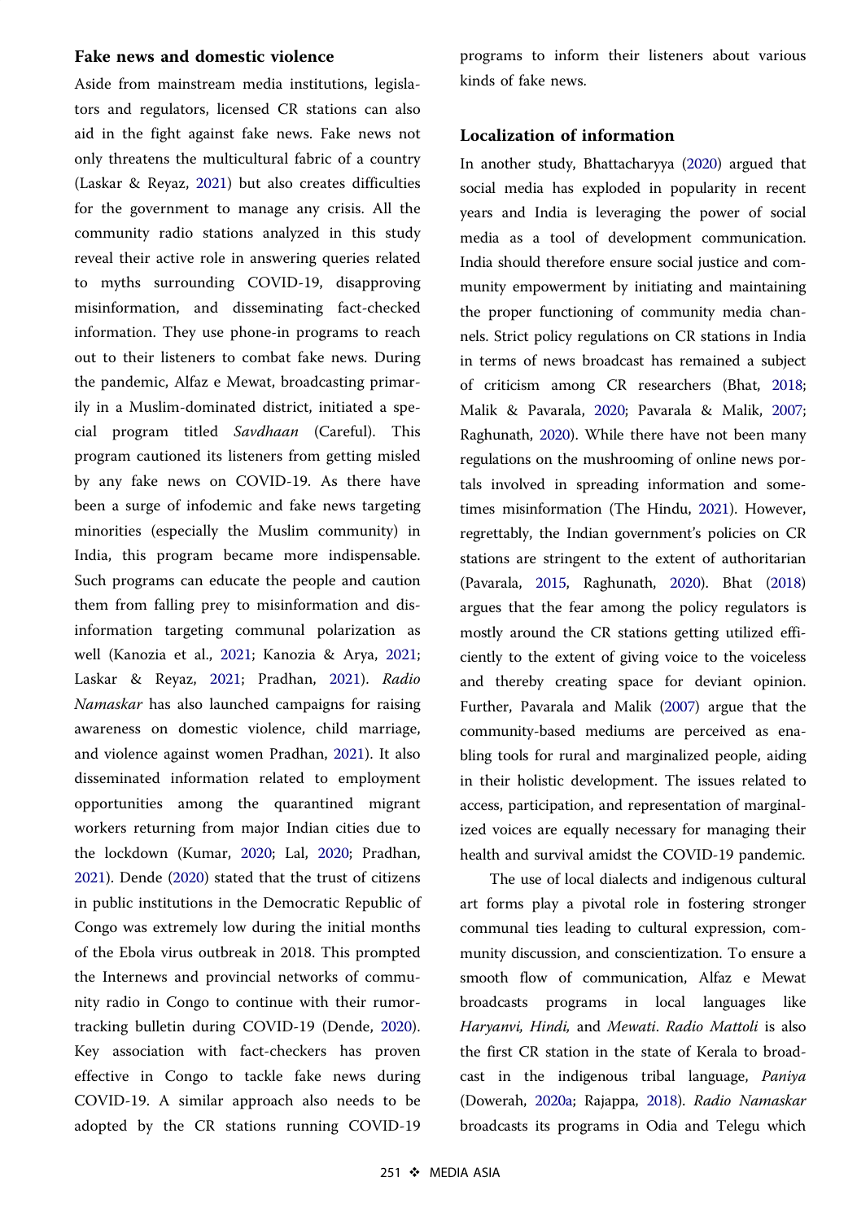### Fake news and domestic violence

Aside from mainstream media institutions, legislators and regulators, licensed CR stations can also aid in the fight against fake news. Fake news not only threatens the multicultural fabric of a country (Laskar & Reyaz, 2021) but also creates difficulties for the government to manage any crisis. All the community radio stations analyzed in this study reveal their active role in answering queries related to myths surrounding COVID-19, disapproving misinformation, and disseminating fact-checked information. They use phone-in programs to reach out to their listeners to combat fake news. During the pandemic, Alfaz e Mewat, broadcasting primarily in a Muslim-dominated district, initiated a special program titled *Savdhaan* (Careful). This program cautioned its listeners from getting misled by any fake news on COVID-19. As there have been a surge of infodemic and fake news targeting minorities (especially the Muslim community) in India, this program became more indispensable. Such programs can educate the people and caution them from falling prey to misinformation and disinformation targeting communal polarization as well (Kanozia et al., 2021; Kanozia & Arya, 2021; Laskar & Reyaz, 2021; Pradhan, 2021). *Radio Namaskar* has also launched campaigns for raising awareness on domestic violence, child marriage, and violence against women Pradhan, 2021). It also disseminated information related to employment opportunities among the quarantined migrant workers returning from major Indian cities due to the lockdown (Kumar, 2020; Lal, 2020; Pradhan, 2021). Dende (2020) stated that the trust of citizens in public institutions in the Democratic Republic of Congo was extremely low during the initial months of the Ebola virus outbreak in 2018. This prompted the Internews and provincial networks of community radio in Congo to continue with their rumor-tracking bulletin during COVID-19 (Dende, 2020). Key association with fact-checkers has proven effective in Congo to tackle fake news during COVID-19. A similar approach also needs to be adopted by the CR stations running COVID-19 programs to inform their listeners about various kinds of fake news.

### Localization of information

In another study, Bhattacharyya (2020) argued that social media has exploded in popularity in recent years and India is leveraging the power of social media as a tool of development communication. India should therefore ensure social justice and community empowerment by initiating and maintaining the proper functioning of community media channels. Strict policy regulations on CR stations in India in terms of news broadcast has remained a subject of criticism among CR researchers (Bhat, 2018; Malik & Pavarala, 2020; Pavarala & Malik, 2007; Raghunath, 2020). While there have not been many regulations on the mushrooming of online news portals involved in spreading information and sometimes misinformation (The Hindu, 2021). However, regrettably, the Indian government's policies on CR stations are stringent to the extent of authoritarian (Pavarala, 2015, Raghunath, 2020). Bhat (2018) argues that the fear among the policy regulators is mostly around the CR stations getting utilized efficiently to the extent of giving voice to the voiceless and thereby creating space for deviant opinion. Further, Pavarala and Malik (2007) argue that the community-based mediums are perceived as enabling tools for rural and marginalized people, aiding in their holistic development. The issues related to access, participation, and representation of marginalized voices are equally necessary for managing their health and survival amidst the COVID-19 pandemic.

The use of local dialects and indigenous cultural art forms play a pivotal role in fostering stronger communal ties leading to cultural expression, community discussion, and conscientization. To ensure a smooth flow of communication, Alfaz e Mewat broadcasts programs in local languages like *Haryanvi*, *Hindi*, and *Mewati*. *Radio Mattoli* is also the first CR station in the state of Kerala to broadcast in the indigenous tribal language, *Paniya* (Dowerah, 2020a; Rajappa, 2018). *Radio Namaskar* broadcasts its programs in Odia and Telegu which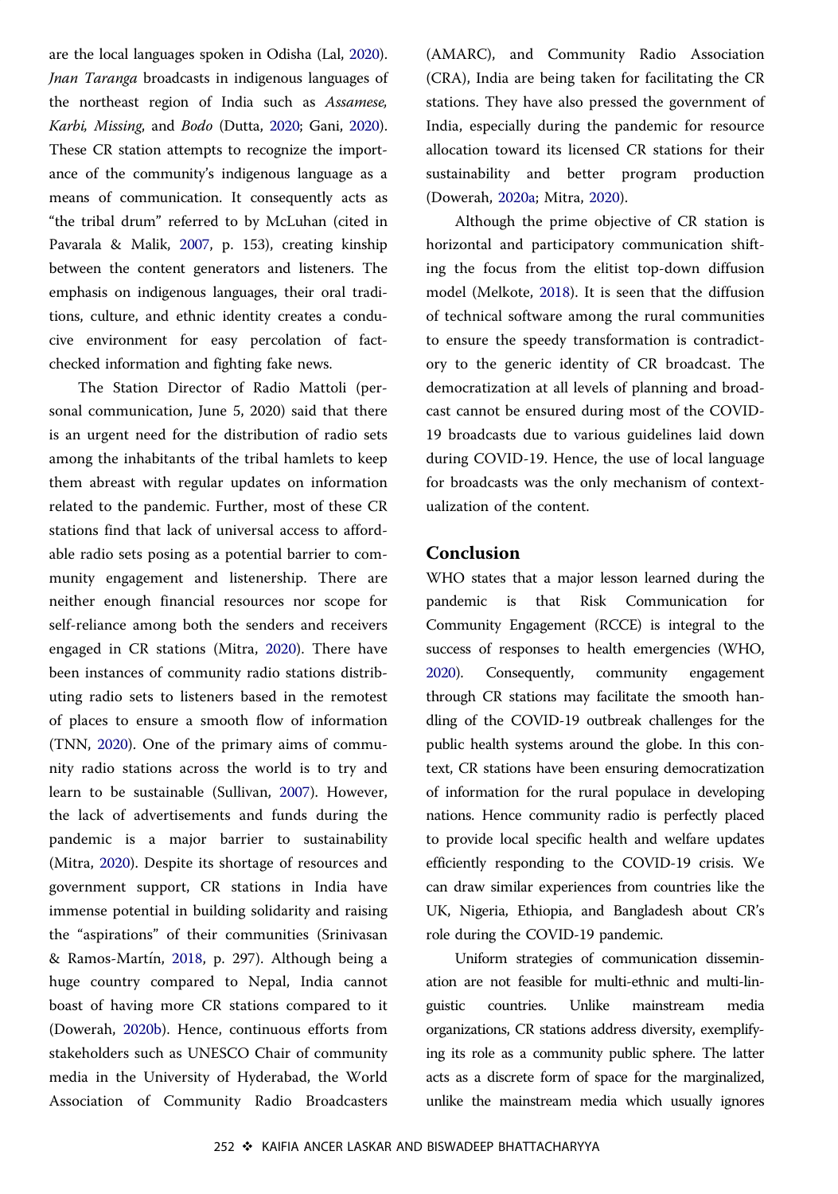are the local languages spoken in Odisha (Lal, 2020). *Jnan Taranga* broadcasts in indigenous languages of the northeast region of India such as *Assamese, Karbi, Missing*, and *Bodo* (Dutta, 2020; Gani, 2020). These CR station attempts to recognize the importance of the community's indigenous language as a means of communication. It consequently acts as "the tribal drum" referred to by McLuhan (cited in Pavarala & Malik, 2007, p. 153), creating kinship between the content generators and listeners. The emphasis on indigenous languages, their oral traditions, culture, and ethnic identity creates a conducive environment for easy percolation of fact-checked information and fighting fake news.

The Station Director of Radio Mattoli (personal communication, June 5, 2020) said that there is an urgent need for the distribution of radio sets among the inhabitants of the tribal hamlets to keep them abreast with regular updates on information related to the pandemic. Further, most of these CR stations find that lack of universal access to affordable radio sets posing as a potential barrier to community engagement and listenership. There are neither enough financial resources nor scope for self-reliance among both the senders and receivers engaged in CR stations (Mitra, 2020). There have been instances of community radio stations distributing radio sets to listeners based in the remotest of places to ensure a smooth flow of information (TNN, 2020). One of the primary aims of community radio stations across the world is to try and learn to be sustainable (Sullivan, 2007). However, the lack of advertisements and funds during the pandemic is a major barrier to sustainability (Mitra, 2020). Despite its shortage of resources and government support, CR stations in India have immense potential in building solidarity and raising the "aspirations" of their communities (Srinivasan & Ramos-Martín, 2018, p. 297). Although being a huge country compared to Nepal, India cannot boast of having more CR stations compared to it (Dowerah, 2020b). Hence, continuous efforts from stakeholders such as UNESCO Chair of community media in the University of Hyderabad, the World Association of Community Radio Broadcasters (AMARC), and Community Radio Association (CRA), India are being taken for facilitating the CR stations. They have also pressed the government of India, especially during the pandemic for resource allocation toward its licensed CR stations for their sustainability and better program production (Dowerah, 2020a; Mitra, 2020).

Although the prime objective of CR station is horizontal and participatory communication shifting the focus from the elitist top-down diffusion model (Melkote, 2018). It is seen that the diffusion of technical software among the rural communities to ensure the speedy transformation is contradictory to the generic identity of CR broadcast. The democratization at all levels of planning and broadcast cannot be ensured during most of the COVID-19 broadcasts due to various guidelines laid down during COVID-19. Hence, the use of local language for broadcasts was the only mechanism of contextualization of the content.

## Conclusion

WHO states that a major lesson learned during the pandemic is that Risk Communication for Community Engagement (RCCE) is integral to the success of responses to health emergencies (WHO, 2020). Consequently, community engagement through CR stations may facilitate the smooth handling of the COVID-19 outbreak challenges for the public health systems around the globe. In this context, CR stations have been ensuring democratization of information for the rural populace in developing nations. Hence community radio is perfectly placed to provide local specific health and welfare updates efficiently responding to the COVID-19 crisis. We can draw similar experiences from countries like the UK, Nigeria, Ethiopia, and Bangladesh about CR's role during the COVID-19 pandemic.

Uniform strategies of communication dissemination are not feasible for multi-ethnic and multi-linguistic countries. Unlike mainstream media organizations, CR stations address diversity, exemplifying its role as a community public sphere. The latter acts as a discrete form of space for the marginalized, unlike the mainstream media which usually ignores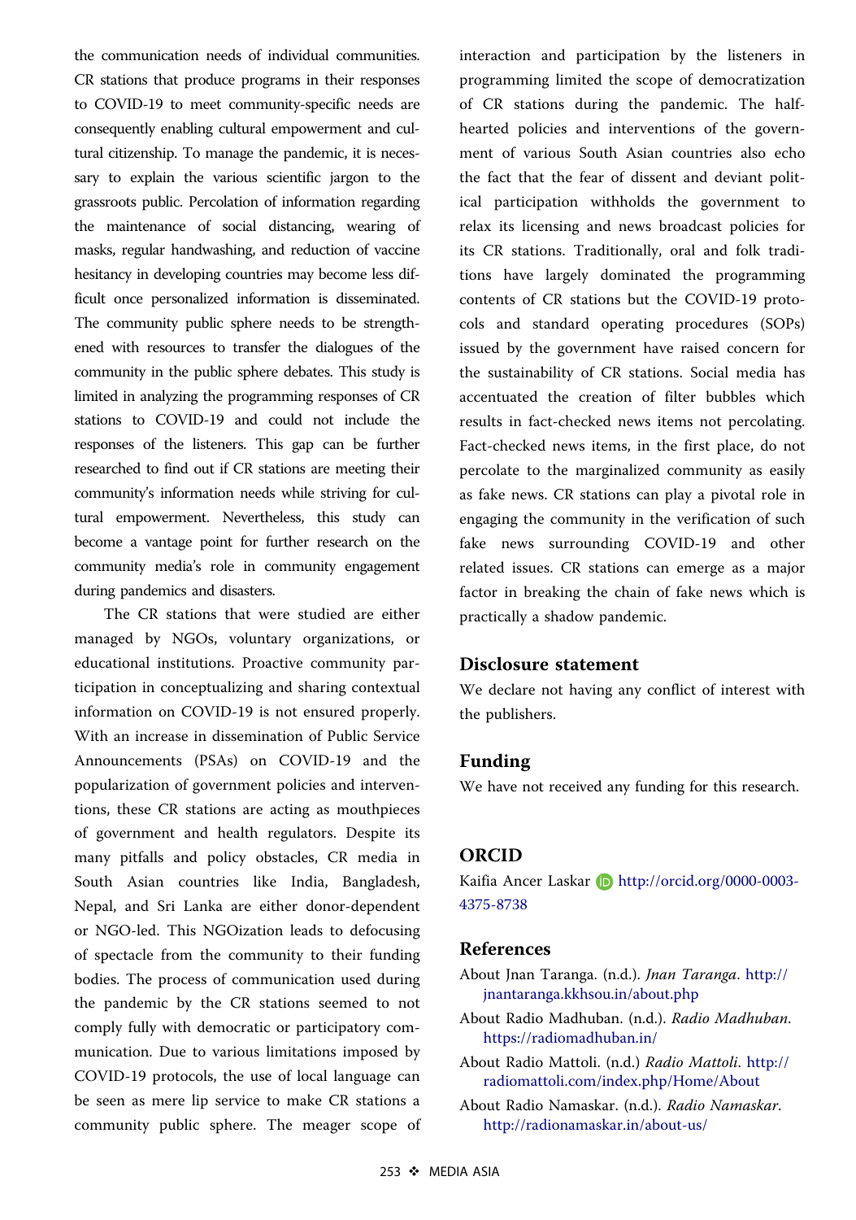the communication needs of individual communities. CR stations that produce programs in their responses to COVID-19 to meet community-specific needs are consequently enabling cultural empowerment and cultural citizenship. To manage the pandemic, it is necessary to explain the various scientific jargon to the grassroots public. Percolation of information regarding the maintenance of social distancing, wearing of masks, regular handwashing, and reduction of vaccine hesitancy in developing countries may become less difficult once personalized information is disseminated. The community public sphere needs to be strengthened with resources to transfer the dialogues of the community in the public sphere debates. This study is limited in analyzing the programming responses of CR stations to COVID-19 and could not include the responses of the listeners. This gap can be further researched to find out if CR stations are meeting their community's information needs while striving for cultural empowerment. Nevertheless, this study can become a vantage point for further research on the community media's role in community engagement during pandemics and disasters.

The CR stations that were studied are either managed by NGOs, voluntary organizations, or educational institutions. Proactive community participation in conceptualizing and sharing contextual information on COVID-19 is not ensured properly. With an increase in dissemination of Public Service Announcements (PSAs) on COVID-19 and the popularization of government policies and interventions, these CR stations are acting as mouthpieces of government and health regulators. Despite its many pitfalls and policy obstacles, CR media in South Asian countries like India, Bangladesh, Nepal, and Sri Lanka are either donor-dependent or NGO-led. This NGOization leads to defocusing of spectacle from the community to their funding bodies. The process of communication used during the pandemic by the CR stations seemed to not comply fully with democratic or participatory communication. Due to various limitations imposed by COVID-19 protocols, the use of local language can be seen as mere lip service to make CR stations a community public sphere. The meager scope of interaction and participation by the listeners in programming limited the scope of democratization of CR stations during the pandemic. The half-hearted policies and interventions of the government of various South Asian countries also echo the fact that the fear of dissent and deviant political participation withholds the government to relax its licensing and news broadcast policies for its CR stations. Traditionally, oral and folk traditions have largely dominated the programming contents of CR stations but the COVID-19 protocols and standard operating procedures (SOPs) issued by the government have raised concern for the sustainability of CR stations. Social media has accentuated the creation of filter bubbles which results in fact-checked news items not percolating. Fact-checked news items, in the first place, do not percolate to the marginalized community as easily as fake news. CR stations can play a pivotal role in engaging the community in the verification of such fake news surrounding COVID-19 and other related issues. CR stations can emerge as a major factor in breaking the chain of fake news which is practically a shadow pandemic.

## Disclosure statement

We declare not having any conflict of interest with the publishers.

## Funding

We have not received any funding for this research.

## ORCID

Kaifia Ancer Laskar http://orcid.org/0000-0003-4375-8738

## References

About Jnan Taranga. (n.d.). *Jnan Taranga*. http://jnantaranga.kkhsou.in/about.php

About Radio Madhuban. (n.d.). *Radio Madhuban*. https://radiomadhuban.in/

About Radio Mattoli. (n.d.) *Radio Mattoli*. http://radiomattoli.com/index.php/Home/About

About Radio Namaskar. (n.d.). *Radio Namaskar*. http://radionamaskar.in/about-us/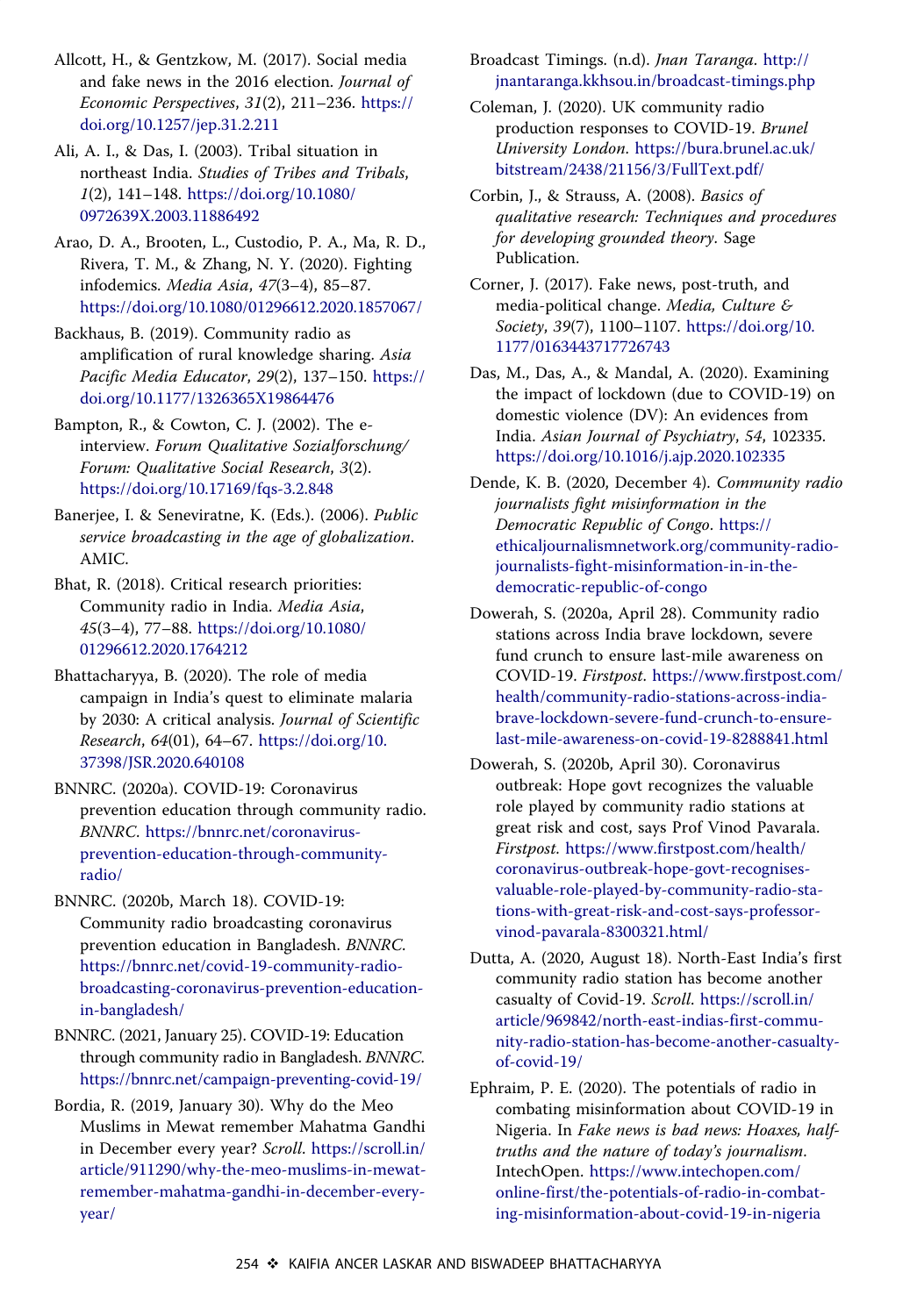Allcott, H., & Gentzkow, M. (2017). Social media and fake news in the 2016 election. *Journal of Economic Perspectives*, *31*(2), 211–236. https://doi.org/10.1257/jep.31.2.211

Ali, A. I., & Das, I. (2003). Tribal situation in northeast India. *Studies of Tribes and Tribals*, *1*(2), 141–148. https://doi.org/10.1080/0972639X.2003.11886492

Arao, D. A., Brooten, L., Custodio, P. A., Ma, R. D., Rivera, T. M., & Zhang, N. Y. (2020). Fighting infodemics. *Media Asia*, *47*(3–4), 85–87. https://doi.org/10.1080/01296612.2020.1857067/

Backhaus, B. (2019). Community radio as amplification of rural knowledge sharing. *Asia Pacific Media Educator*, *29*(2), 137–150. https://doi.org/10.1177/1326365X19864476

Bampton, R., & Cowton, C. J. (2002). The e-interview. *Forum Qualitative Sozialforschung/Forum: Qualitative Social Research*, *3*(2). https://doi.org/10.17169/fqs-3.2.848

Banerjee, I. & Seneviratne, K. (Eds.). (2006). *Public service broadcasting in the age of globalization*. AMIC.

Bhat, R. (2018). Critical research priorities: Community radio in India. *Media Asia*, *45*(3–4), 77–88. https://doi.org/10.1080/01296612.2020.1764212

Bhattacharyya, B. (2020). The role of media campaign in India's quest to eliminate malaria by 2030: A critical analysis. *Journal of Scientific Research*, *64*(01), 64–67. https://doi.org/10.37398/JSR.2020.640108

BNNRC. (2020a). COVID-19: Coronavirus prevention education through community radio. *BNNRC*. https://bnnrc.net/coronavirus-prevention-education-through-community-radio/

BNNRC. (2020b, March 18). COVID-19: Community radio broadcasting coronavirus prevention education in Bangladesh. *BNNRC*. https://bnnrc.net/covid-19-community-radio-broadcasting-coronavirus-prevention-education-in-bangladesh/

BNNRC. (2021, January 25). COVID-19: Education through community radio in Bangladesh. *BNNRC*. https://bnnrc.net/campaign-preventing-covid-19/

Bordia, R. (2019, January 30). Why do the Meo Muslims in Mewat remember Mahatma Gandhi in December every year? *Scroll*. https://scroll.in/article/911290/why-the-meo-muslims-in-mewat-remember-mahatma-gandhi-in-december-every-year/

Broadcast Timings. (n.d). *Jnan Taranga*. http://jnantaranga.kkhsou.in/broadcast-timings.php

Coleman, J. (2020). UK community radio production responses to COVID-19. *Brunel University London*. https://bura.brunel.ac.uk/bitstream/2438/21156/3/FullText.pdf/

Corbin, J., & Strauss, A. (2008). *Basics of qualitative research: Techniques and procedures for developing grounded theory*. Sage Publication.

Corner, J. (2017). Fake news, post-truth, and media-political change. *Media, Culture & Society*, *39*(7), 1100–1107. https://doi.org/10.1177/0163443717726743

Das, M., Das, A., & Mandal, A. (2020). Examining the impact of lockdown (due to COVID-19) on domestic violence (DV): An evidences from India. *Asian Journal of Psychiatry*, *54*, 102335. https://doi.org/10.1016/j.ajp.2020.102335

Dende, K. B. (2020, December 4). *Community radio journalists fight misinformation in the Democratic Republic of Congo*. https://ethicaljournalismnetwork.org/community-radio-journalists-fight-misinformation-in-in-the-democratic-republic-of-congo

Dowerah, S. (2020a, April 28). Community radio stations across India brave lockdown, severe fund crunch to ensure last-mile awareness on COVID-19. *Firstpost*. https://www.firstpost.com/health/community-radio-stations-across-india-brave-lockdown-severe-fund-crunch-to-ensure-last-mile-awareness-on-covid-19-8288841.html

Dowerah, S. (2020b, April 30). Coronavirus outbreak: Hope govt recognizes the valuable role played by community radio stations at great risk and cost, says Prof Vinod Pavarala. *Firstpost*. https://www.firstpost.com/health/coronavirus-outbreak-hope-govt-recognises-valuable-role-played-by-community-radio-stations-with-great-risk-and-cost-says-professor-vinod-pavarala-8300321.html/

Dutta, A. (2020, August 18). North-East India's first community radio station has become another casualty of Covid-19. *Scroll*. https://scroll.in/article/969842/north-east-indias-first-community-radio-station-has-become-another-casualty-of-covid-19/

Ephraim, P. E. (2020). The potentials of radio in combating misinformation about COVID-19 in Nigeria. In *Fake news is bad news: Hoaxes, half-truths and the nature of today's journalism*. IntechOpen. https://www.intechopen.com/online-first/the-potentials-of-radio-in-combating-misinformation-about-covid-19-in-nigeria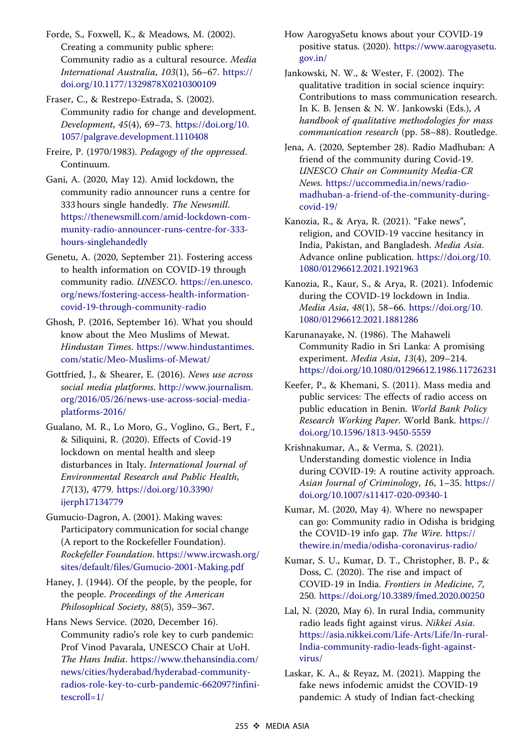Forde, S., Foxwell, K., & Meadows, M. (2002). Creating a community public sphere: Community radio as a cultural resource. *Media International Australia*, *103*(1), 56–67. https://doi.org/10.1177/1329878X0210300109

Fraser, C., & Restrepo-Estrada, S. (2002). Community radio for change and development. *Development*, *45*(4), 69–73. https://doi.org/10.1057/palgrave.development.1110408

Freire, P. (1970/1983). *Pedagogy of the oppressed*. Continuum.

Gani, A. (2020, May 12). Amid lockdown, the community radio announcer runs a centre for 333 hours single handedly. *The Newsmill*. https://thenewsmill.com/amid-lockdown-community-radio-announcer-runs-centre-for-333-hours-singlehandedly

Genetu, A. (2020, September 21). Fostering access to health information on COVID-19 through community radio. *UNESCO*. https://en.unesco.org/news/fostering-access-health-information-covid-19-through-community-radio

Ghosh, P. (2016, September 16). What you should know about the Meo Muslims of Mewat. *Hindustan Times*. https://www.hindustantimes.com/static/Meo-Muslims-of-Mewat/

Gottfried, J., & Shearer, E. (2016). *News use across social media platforms*. http://www.journalism.org/2016/05/26/news-use-across-social-media-platforms-2016/

Gualano, M. R., Lo Moro, G., Voglino, G., Bert, F., & Siliquini, R. (2020). Effects of Covid-19 lockdown on mental health and sleep disturbances in Italy. *International Journal of Environmental Research and Public Health*, *17*(13), 4779. https://doi.org/10.3390/ijerph17134779

Gumucio-Dagron, A. (2001). Making waves: Participatory communication for social change (A report to the Rockefeller Foundation). *Rockefeller Foundation*. https://www.ircwash.org/sites/default/files/Gumucio-2001-Making.pdf

Haney, J. (1944). Of the people, by the people, for the people. *Proceedings of the American Philosophical Society*, *88*(5), 359–367.

Hans News Service. (2020, December 16). Community radio's role key to curb pandemic: Prof Vinod Pavarala, UNESCO Chair at UoH. *The Hans India*. https://www.thehansindia.com/news/cities/hyderabad/hyderabad-community-radios-role-key-to-curb-pandemic-662097?infinitescroll=1/

How AarogyaSetu knows about your COVID-19 positive status. (2020). https://www.aarogyasetu.gov.in/

Jankowski, N. W., & Wester, F. (2002). The qualitative tradition in social science inquiry: Contributions to mass communication research. In K. B. Jensen & N. W. Jankowski (Eds.), *A handbook of qualitative methodologies for mass communication research* (pp. 58–88). Routledge.

Jena, A. (2020, September 28). Radio Madhuban: A friend of the community during Covid-19. *UNESCO Chair on Community Media-CR News*. https://uccommedia.in/news/radio-madhuban-a-friend-of-the-community-during-covid-19/

Kanozia, R., & Arya, R. (2021). "Fake news", religion, and COVID-19 vaccine hesitancy in India, Pakistan, and Bangladesh. *Media Asia*. Advance online publication. https://doi.org/10.1080/01296612.2021.1921963

Kanozia, R., Kaur, S., & Arya, R. (2021). Infodemic during the COVID-19 lockdown in India. *Media Asia*, *48*(1), 58–66. https://doi.org/10.1080/01296612.2021.1881286

Karunanayake, N. (1986). The Mahaweli Community Radio in Sri Lanka: A promising experiment. *Media Asia*, *13*(4), 209–214. https://doi.org/10.1080/01296612.1986.11726231

Keefer, P., & Khemani, S. (2011). Mass media and public services: The effects of radio access on public education in Benin. *World Bank Policy Research Working Paper*. World Bank. https://doi.org/10.1596/1813-9450-5559

Krishnakumar, A., & Verma, S. (2021). Understanding domestic violence in India during COVID-19: A routine activity approach. *Asian Journal of Criminology*, *16*, 1–35. https://doi.org/10.1007/s11417-020-09340-1

Kumar, M. (2020, May 4). Where no newspaper can go: Community radio in Odisha is bridging the COVID-19 info gap. *The Wire*. https://thewire.in/media/odisha-coronavirus-radio/

Kumar, S. U., Kumar, D. T., Christopher, B. P., & Doss, C. (2020). The rise and impact of COVID-19 in India. *Frontiers in Medicine*, *7*, 250. https://doi.org/10.3389/fmed.2020.00250

Lal, N. (2020, May 6). In rural India, community radio leads fight against virus. *Nikkei Asia*. https://asia.nikkei.com/Life-Arts/Life/In-rural-India-community-radio-leads-fight-against-virus/

Laskar, K. A., & Reyaz, M. (2021). Mapping the fake news infodemic amidst the COVID-19 pandemic: A study of Indian fact-checking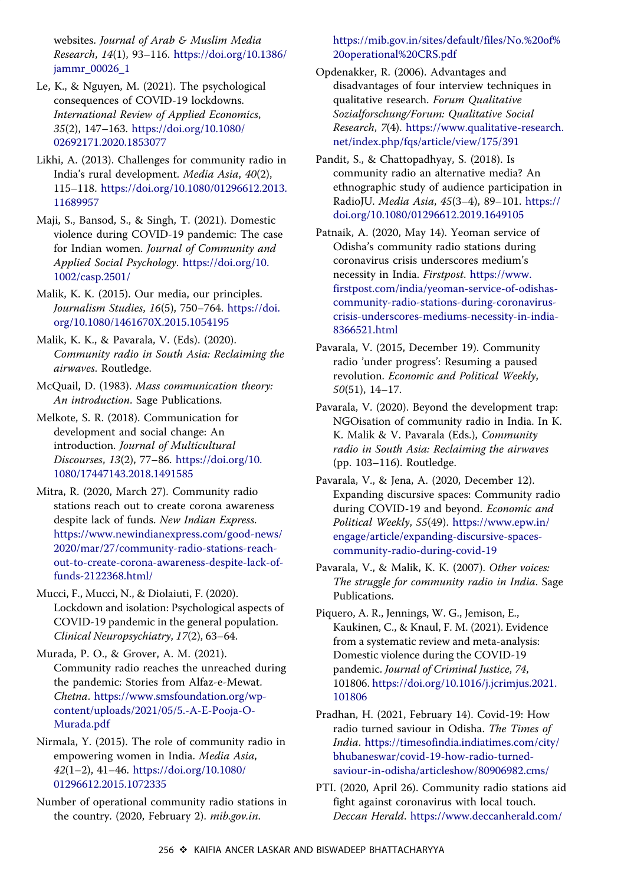websites. *Journal of Arab & Muslim Media Research*, *14*(1), 93–116. https://doi.org/10.1386/jammr_00026_1

Le, K., & Nguyen, M. (2021). The psychological consequences of COVID-19 lockdowns. *International Review of Applied Economics*, *35*(2), 147–163. https://doi.org/10.1080/02692171.2020.1853077

Likhi, A. (2013). Challenges for community radio in India's rural development. *Media Asia*, *40*(2), 115–118. https://doi.org/10.1080/01296612.2013.11689957

Maji, S., Bansod, S., & Singh, T. (2021). Domestic violence during COVID-19 pandemic: The case for Indian women. *Journal of Community and Applied Social Psychology*. https://doi.org/10.1002/casp.2501/

Malik, K. K. (2015). Our media, our principles. *Journalism Studies*, *16*(5), 750–764. https://doi.org/10.1080/1461670X.2015.1054195

Malik, K. K., & Pavarala, V. (Eds). (2020). *Community radio in South Asia: Reclaiming the airwaves*. Routledge.

McQuail, D. (1983). *Mass communication theory: An introduction*. Sage Publications.

Melkote, S. R. (2018). Communication for development and social change: An introduction. *Journal of Multicultural Discourses*, *13*(2), 77–86. https://doi.org/10.1080/17447143.2018.1491585

Mitra, R. (2020, March 27). Community radio stations reach out to create corona awareness despite lack of funds. *New Indian Express*. https://www.newindianexpress.com/good-news/2020/mar/27/community-radio-stations-reach-out-to-create-corona-awareness-despite-lack-of-funds-2122368.html/

Mucci, F., Mucci, N., & Diolaiuti, F. (2020). Lockdown and isolation: Psychological aspects of COVID-19 pandemic in the general population. *Clinical Neuropsychiatry*, *17*(2), 63–64.

Murada, P. O., & Grover, A. M. (2021). Community radio reaches the unreached during the pandemic: Stories from Alfaz-e-Mewat. *Chetna*. https://www.smsfoundation.org/wp-content/uploads/2021/05/5.-A-E-Pooja-O-Murada.pdf

Nirmala, Y. (2015). The role of community radio in empowering women in India. *Media Asia*, *42*(1–2), 41–46. https://doi.org/10.1080/01296612.2015.1072335

Number of operational community radio stations in the country. (2020, February 2). *mib.gov.in*. https://mib.gov.in/sites/default/files/No.%20of%20operational%20CRS.pdf

Opdenakker, R. (2006). Advantages and disadvantages of four interview techniques in qualitative research. *Forum Qualitative Sozialforschung/Forum: Qualitative Social Research*, *7*(4). https://www.qualitative-research.net/index.php/fqs/article/view/175/391

Pandit, S., & Chattopadhyay, S. (2018). Is community radio an alternative media? An ethnographic study of audience participation in RadioJU. *Media Asia*, *45*(3–4), 89–101. https://doi.org/10.1080/01296612.2019.1649105

Patnaik, A. (2020, May 14). Yeoman service of Odisha's community radio stations during coronavirus crisis underscores medium's necessity in India. *Firstpost*. https://www.firstpost.com/india/yeoman-service-of-odishas-community-radio-stations-during-coronavirus-crisis-underscores-mediums-necessity-in-india-8366521.html

Pavarala, V. (2015, December 19). Community radio 'under progress': Resuming a paused revolution. *Economic and Political Weekly*, *50*(51), 14–17.

Pavarala, V. (2020). Beyond the development trap: NGOisation of community radio in India. In K. K. Malik & V. Pavarala (Eds.), *Community radio in South Asia: Reclaiming the airwaves* (pp. 103–116). Routledge.

Pavarala, V., & Jena, A. (2020, December 12). Expanding discursive spaces: Community radio during COVID-19 and beyond. *Economic and Political Weekly*, *55*(49). https://www.epw.in/engage/article/expanding-discursive-spaces-community-radio-during-covid-19

Pavarala, V., & Malik, K. K. (2007). *Other voices: The struggle for community radio in India*. Sage Publications.

Piquero, A. R., Jennings, W. G., Jemison, E., Kaukinen, C., & Knaul, F. M. (2021). Evidence from a systematic review and meta-analysis: Domestic violence during the COVID-19 pandemic. *Journal of Criminal Justice*, *74*, 101806. https://doi.org/10.1016/j.jcrimjus.2021.101806

Pradhan, H. (2021, February 14). Covid-19: How radio turned saviour in Odisha. *The Times of India*. https://timesofindia.indiatimes.com/city/bhubaneswar/covid-19-how-radio-turned-saviour-in-odisha/articleshow/80906982.cms/

PTI. (2020, April 26). Community radio stations aid fight against coronavirus with local touch. *Deccan Herald*. https://www.deccanherald.com/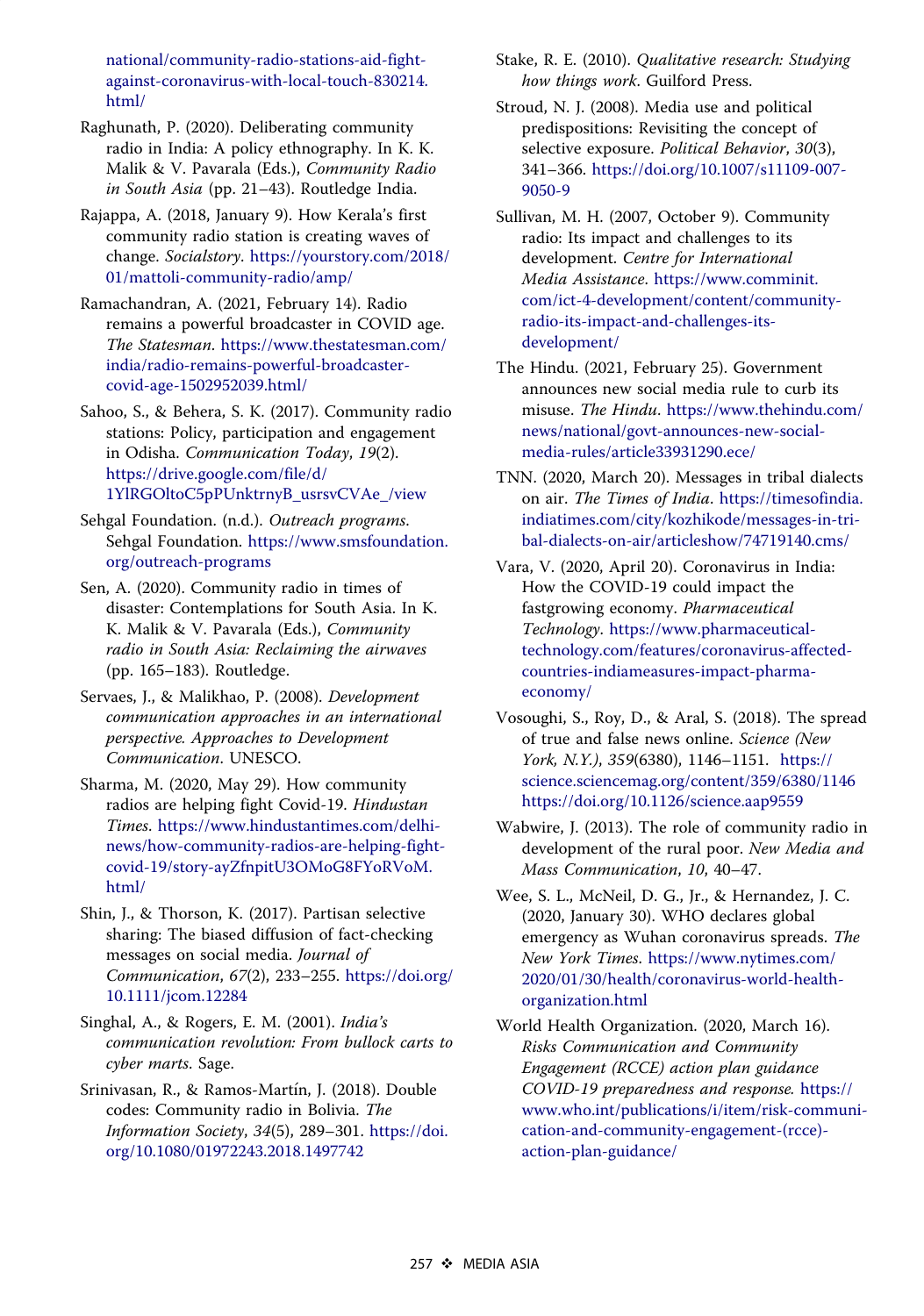national/community-radio-stations-aid-fight-against-coronavirus-with-local-touch-830214.html/

Raghunath, P. (2020). Deliberating community radio in India: A policy ethnography. In K. K. Malik & V. Pavarala (Eds.), *Community Radio in South Asia* (pp. 21–43). Routledge India.

Rajappa, A. (2018, January 9). How Kerala's first community radio station is creating waves of change. *Socialstory*. https://yourstory.com/2018/01/mattoli-community-radio/amp/

Ramachandran, A. (2021, February 14). Radio remains a powerful broadcaster in COVID age. *The Statesman*. https://www.thestatesman.com/india/radio-remains-powerful-broadcaster-covid-age-1502952039.html/

Sahoo, S., & Behera, S. K. (2017). Community radio stations: Policy, participation and engagement in Odisha. *Communication Today*, *19*(2). https://drive.google.com/file/d/1YlRGOltoC5pPUnktrnyB_usrsvCVAe_/view

Sehgal Foundation. (n.d.). *Outreach programs*. Sehgal Foundation. https://www.smsfoundation.org/outreach-programs

Sen, A. (2020). Community radio in times of disaster: Contemplations for South Asia. In K. K. Malik & V. Pavarala (Eds.), *Community radio in South Asia: Reclaiming the airwaves* (pp. 165–183). Routledge.

Servaes, J., & Malikhao, P. (2008). *Development communication approaches in an international perspective. Approaches to Development Communication*. UNESCO.

Sharma, M. (2020, May 29). How community radios are helping fight Covid-19. *Hindustan Times*. https://www.hindustantimes.com/delhi-news/how-community-radios-are-helping-fight-covid-19/story-ayZfnpitU3OMoG8FYoRVoM.html/

Shin, J., & Thorson, K. (2017). Partisan selective sharing: The biased diffusion of fact-checking messages on social media. *Journal of Communication*, *67*(2), 233–255. https://doi.org/10.1111/jcom.12284

Singhal, A., & Rogers, E. M. (2001). *India's communication revolution: From bullock carts to cyber marts*. Sage.

Srinivasan, R., & Ramos-Martín, J. (2018). Double codes: Community radio in Bolivia. *The Information Society*, *34*(5), 289–301. https://doi.org/10.1080/01972243.2018.1497742

Stake, R. E. (2010). *Qualitative research: Studying how things work*. Guilford Press.

Stroud, N. J. (2008). Media use and political predispositions: Revisiting the concept of selective exposure. *Political Behavior*, *30*(3), 341–366. https://doi.org/10.1007/s11109-007-9050-9

Sullivan, M. H. (2007, October 9). Community radio: Its impact and challenges to its development. *Centre for International Media Assistance*. https://www.comminit.com/ict-4-development/content/community-radio-its-impact-and-challenges-its-development/

The Hindu. (2021, February 25). Government announces new social media rule to curb its misuse. *The Hindu*. https://www.thehindu.com/news/national/govt-announces-new-social-media-rules/article33931290.ece/

TNN. (2020, March 20). Messages in tribal dialects on air. *The Times of India*. https://timesofindia.indiatimes.com/city/kozhikode/messages-in-tribal-dialects-on-air/articleshow/74719140.cms/

Vara, V. (2020, April 20). Coronavirus in India: How the COVID-19 could impact the fastgrowing economy. *Pharmaceutical Technology*. https://www.pharmaceutical-technology.com/features/coronavirus-affected-countries-indiameasures-impact-pharma-economy/

Vosoughi, S., Roy, D., & Aral, S. (2018). The spread of true and false news online. *Science (New York, N.Y.)*, *359*(6380), 1146–1151. https://science.sciencemag.org/content/359/6380/1146 https://doi.org/10.1126/science.aap9559

Wabwire, J. (2013). The role of community radio in development of the rural poor. *New Media and Mass Communication*, *10*, 40–47.

Wee, S. L., McNeil, D. G., Jr., & Hernandez, J. C. (2020, January 30). WHO declares global emergency as Wuhan coronavirus spreads. *The New York Times*. https://www.nytimes.com/2020/01/30/health/coronavirus-world-health-organization.html

World Health Organization. (2020, March 16). *Risks Communication and Community Engagement (RCCE) action plan guidance COVID-19 preparedness and response*. https://www.who.int/publications/i/item/risk-communication-and-community-engagement-(rcce)-action-plan-guidance/